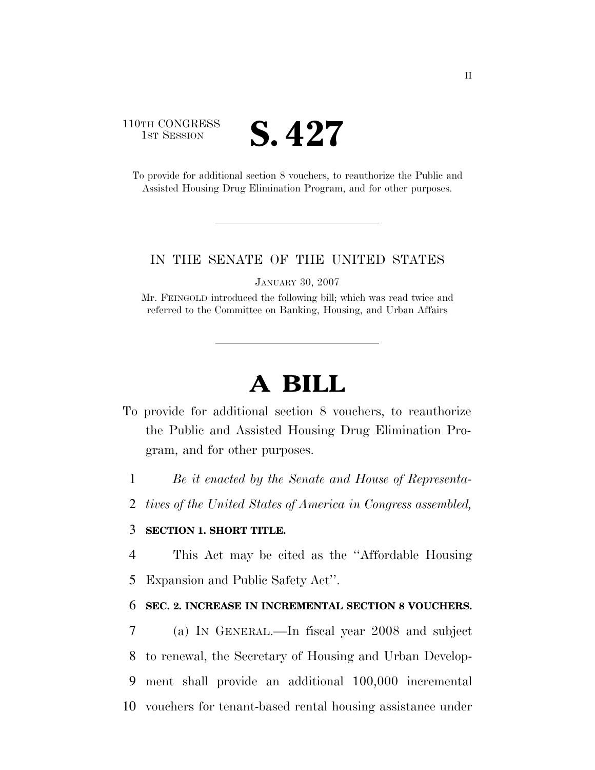110TH CONGRESS
1ST SESSION

# S. 427

To provide for additional section 8 vouchers, to reauthorize the Public and Assisted Housing Drug Elimination Program, and for other purposes.

---

IN THE SENATE OF THE UNITED STATES

JANUARY 30, 2007

Mr. FEINGOLD introduced the following bill; which was read twice and referred to the Committee on Banking, Housing, and Urban Affairs

---

# A BILL

To provide for additional section 8 vouchers, to reauthorize the Public and Assisted Housing Drug Elimination Program, and for other purposes.

1 *Be it enacted by the Senate and House of Representa-*
2 *tives of the United States of America in Congress assembled,*

3 **SECTION 1. SHORT TITLE.**

4 This Act may be cited as the ''Affordable Housing
5 Expansion and Public Safety Act''.

6 **SEC. 2. INCREASE IN INCREMENTAL SECTION 8 VOUCHERS.**

7 (a) IN GENERAL.—In fiscal year 2008 and subject
8 to renewal, the Secretary of Housing and Urban Develop-
9 ment shall provide an additional 100,000 incremental
10 vouchers for tenant-based rental housing assistance under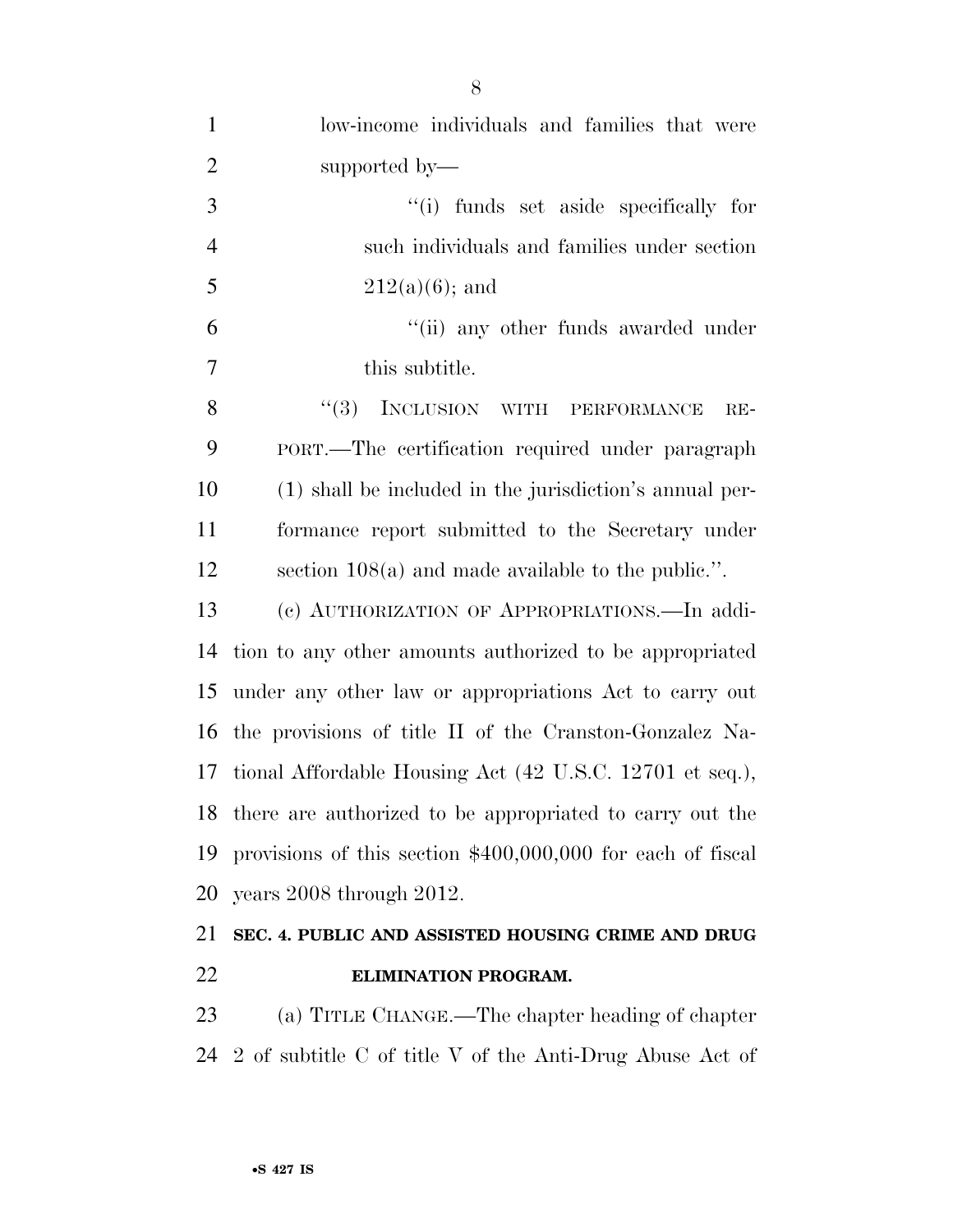low-income individuals and families that were supported by—

"(i) funds set aside specifically for such individuals and families under section 212(a)(6); and

"(ii) any other funds awarded under this subtitle.

"(3) INCLUSION WITH PERFORMANCE REPORT.—The certification required under paragraph (1) shall be included in the jurisdiction's annual performance report submitted to the Secretary under section 108(a) and made available to the public.".

(c) AUTHORIZATION OF APPROPRIATIONS.—In addition to any other amounts authorized to be appropriated under any other law or appropriations Act to carry out the provisions of title II of the Cranston-Gonzalez National Affordable Housing Act (42 U.S.C. 12701 et seq.), there are authorized to be appropriated to carry out the provisions of this section $400,000,000 for each of fiscal years 2008 through 2012.

**SEC. 4. PUBLIC AND ASSISTED HOUSING CRIME AND DRUG ELIMINATION PROGRAM.**

(a) TITLE CHANGE.—The chapter heading of chapter 2 of subtitle C of title V of the Anti-Drug Abuse Act of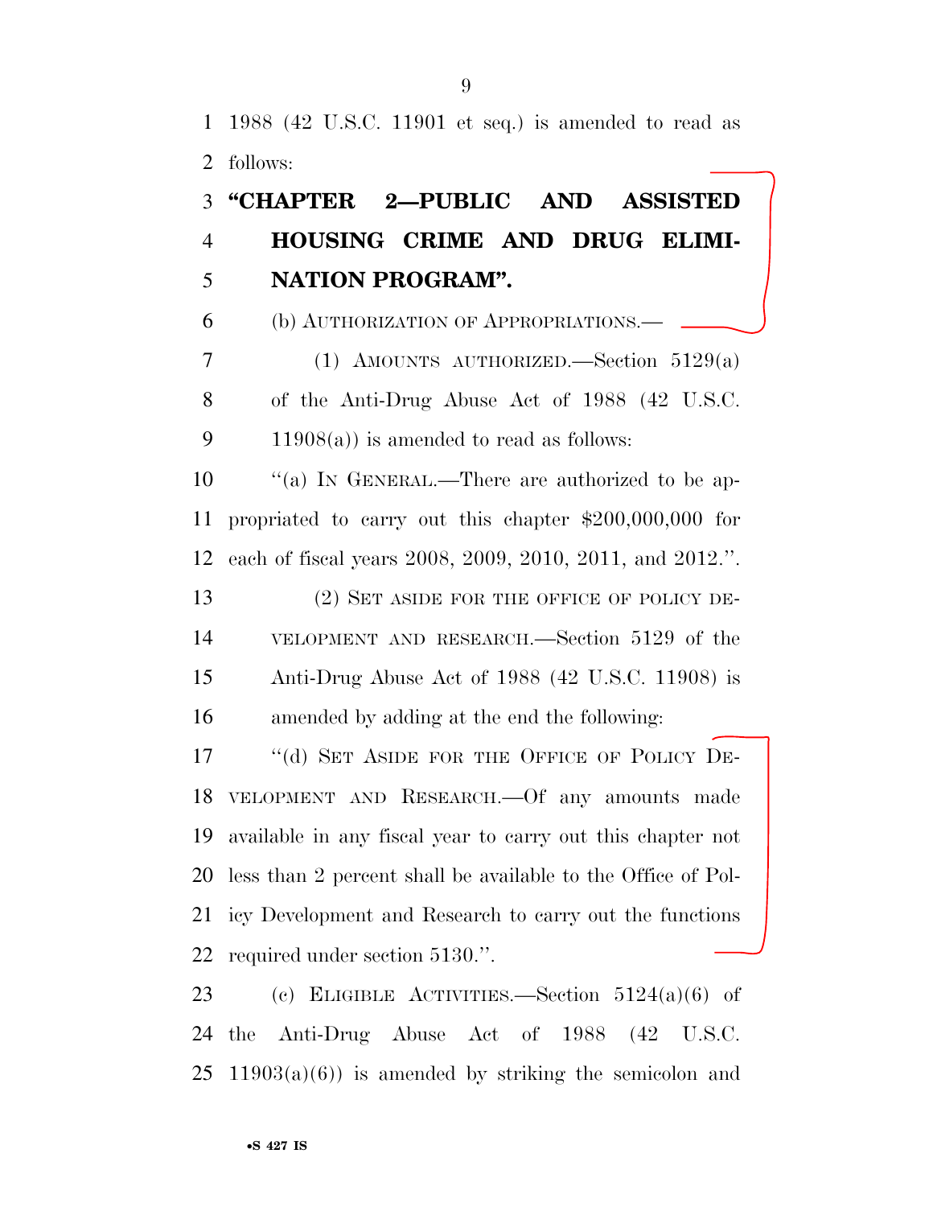1988 (42 U.S.C. 11901 et seq.) is amended to read as follows:

**"CHAPTER 2—PUBLIC AND ASSISTED HOUSING CRIME AND DRUG ELIMINATION PROGRAM".**

(b) AUTHORIZATION OF APPROPRIATIONS.—

(1) AMOUNTS AUTHORIZED.—Section 5129(a) of the Anti-Drug Abuse Act of 1988 (42 U.S.C. 11908(a)) is amended to read as follows:

"(a) IN GENERAL.—There are authorized to be appropriated to carry out this chapter $200,000,000 for each of fiscal years 2008, 2009, 2010, 2011, and 2012.".

(2) SET ASIDE FOR THE OFFICE OF POLICY DEVELOPMENT AND RESEARCH.—Section 5129 of the Anti-Drug Abuse Act of 1988 (42 U.S.C. 11908) is amended by adding at the end the following:

"(d) SET ASIDE FOR THE OFFICE OF POLICY DEVELOPMENT AND RESEARCH.—Of any amounts made available in any fiscal year to carry out this chapter not less than 2 percent shall be available to the Office of Policy Development and Research to carry out the functions required under section 5130.".

(c) ELIGIBLE ACTIVITIES.—Section 5124(a)(6) of the Anti-Drug Abuse Act of 1988 (42 U.S.C. 11903(a)(6)) is amended by striking the semicolon and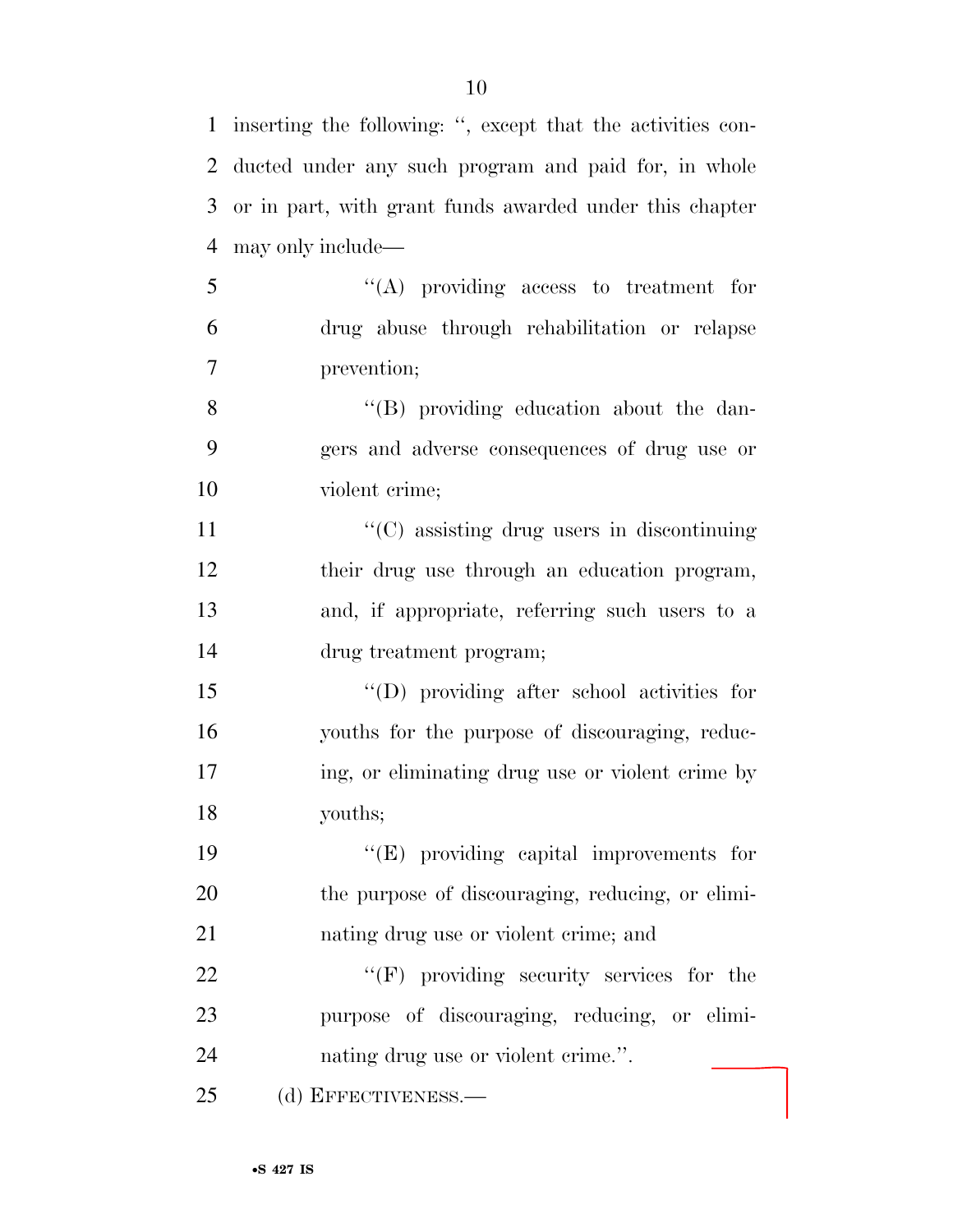inserting the following: ", except that the activities conducted under any such program and paid for, in whole or in part, with grant funds awarded under this chapter may only include—

"(A) providing access to treatment for drug abuse through rehabilitation or relapse prevention;

"(B) providing education about the dangers and adverse consequences of drug use or violent crime;

"(C) assisting drug users in discontinuing their drug use through an education program, and, if appropriate, referring such users to a drug treatment program;

"(D) providing after school activities for youths for the purpose of discouraging, reducing, or eliminating drug use or violent crime by youths;

"(E) providing capital improvements for the purpose of discouraging, reducing, or eliminating drug use or violent crime; and

"(F) providing security services for the purpose of discouraging, reducing, or eliminating drug use or violent crime.".

(d) EFFECTIVENESS.—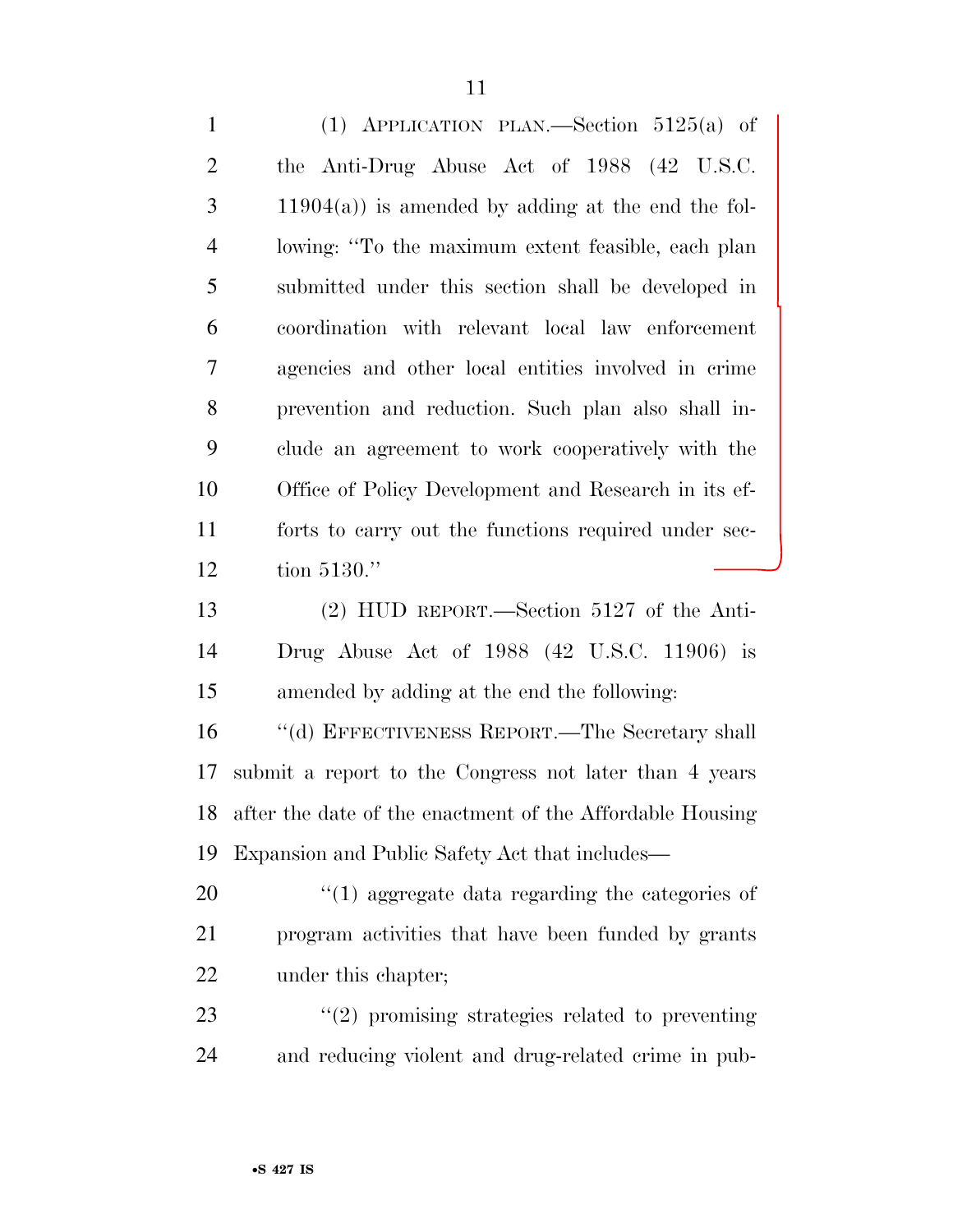(1) APPLICATION PLAN.—Section 5125(a) of the Anti-Drug Abuse Act of 1988 (42 U.S.C. 11904(a)) is amended by adding at the end the following: "To the maximum extent feasible, each plan submitted under this section shall be developed in coordination with relevant local law enforcement agencies and other local entities involved in crime prevention and reduction. Such plan also shall include an agreement to work cooperatively with the Office of Policy Development and Research in its efforts to carry out the functions required under section 5130."

(2) HUD REPORT.—Section 5127 of the Anti-Drug Abuse Act of 1988 (42 U.S.C. 11906) is amended by adding at the end the following:

"(d) EFFECTIVENESS REPORT.—The Secretary shall submit a report to the Congress not later than 4 years after the date of the enactment of the Affordable Housing Expansion and Public Safety Act that includes—

"(1) aggregate data regarding the categories of program activities that have been funded by grants under this chapter;

"(2) promising strategies related to preventing and reducing violent and drug-related crime in pub-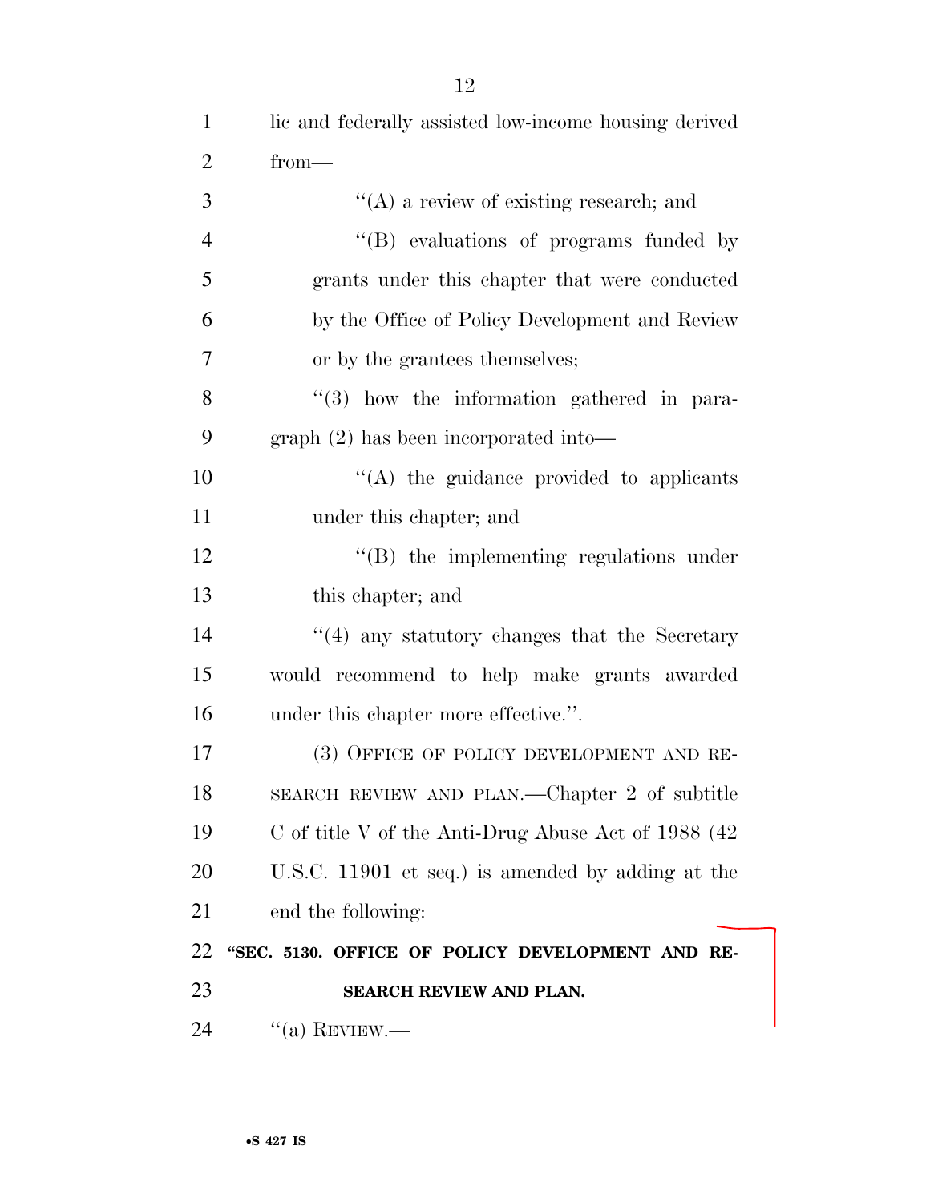lic and federally assisted low-income housing derived from—

''(A) a review of existing research; and

''(B) evaluations of programs funded by grants under this chapter that were conducted by the Office of Policy Development and Review or by the grantees themselves;

''(3) how the information gathered in paragraph (2) has been incorporated into—

''(A) the guidance provided to applicants under this chapter; and

''(B) the implementing regulations under this chapter; and

''(4) any statutory changes that the Secretary would recommend to help make grants awarded under this chapter more effective.''.

(3) OFFICE OF POLICY DEVELOPMENT AND RESEARCH REVIEW AND PLAN.—Chapter 2 of subtitle C of title V of the Anti-Drug Abuse Act of 1988 (42 U.S.C. 11901 et seq.) is amended by adding at the end the following:

**''SEC. 5130. OFFICE OF POLICY DEVELOPMENT AND RESEARCH REVIEW AND PLAN.**

''(a) REVIEW.—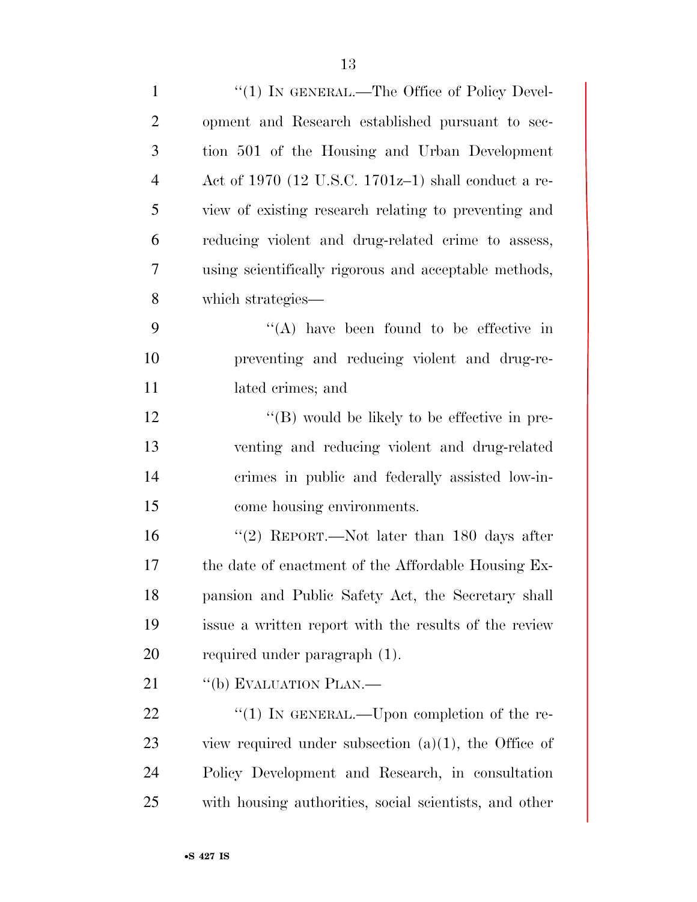''(1) IN GENERAL.—The Office of Policy Development and Research established pursuant to section 501 of the Housing and Urban Development Act of 1970 (12 U.S.C. 1701z–1) shall conduct a review of existing research relating to preventing and reducing violent and drug-related crime to assess, using scientifically rigorous and acceptable methods, which strategies—

''(A) have been found to be effective in preventing and reducing violent and drug-related crimes; and

''(B) would be likely to be effective in preventing and reducing violent and drug-related crimes in public and federally assisted low-income housing environments.

''(2) REPORT.—Not later than 180 days after the date of enactment of the Affordable Housing Expansion and Public Safety Act, the Secretary shall issue a written report with the results of the review required under paragraph (1).

''(b) EVALUATION PLAN.—

''(1) IN GENERAL.—Upon completion of the review required under subsection (a)(1), the Office of Policy Development and Research, in consultation with housing authorities, social scientists, and other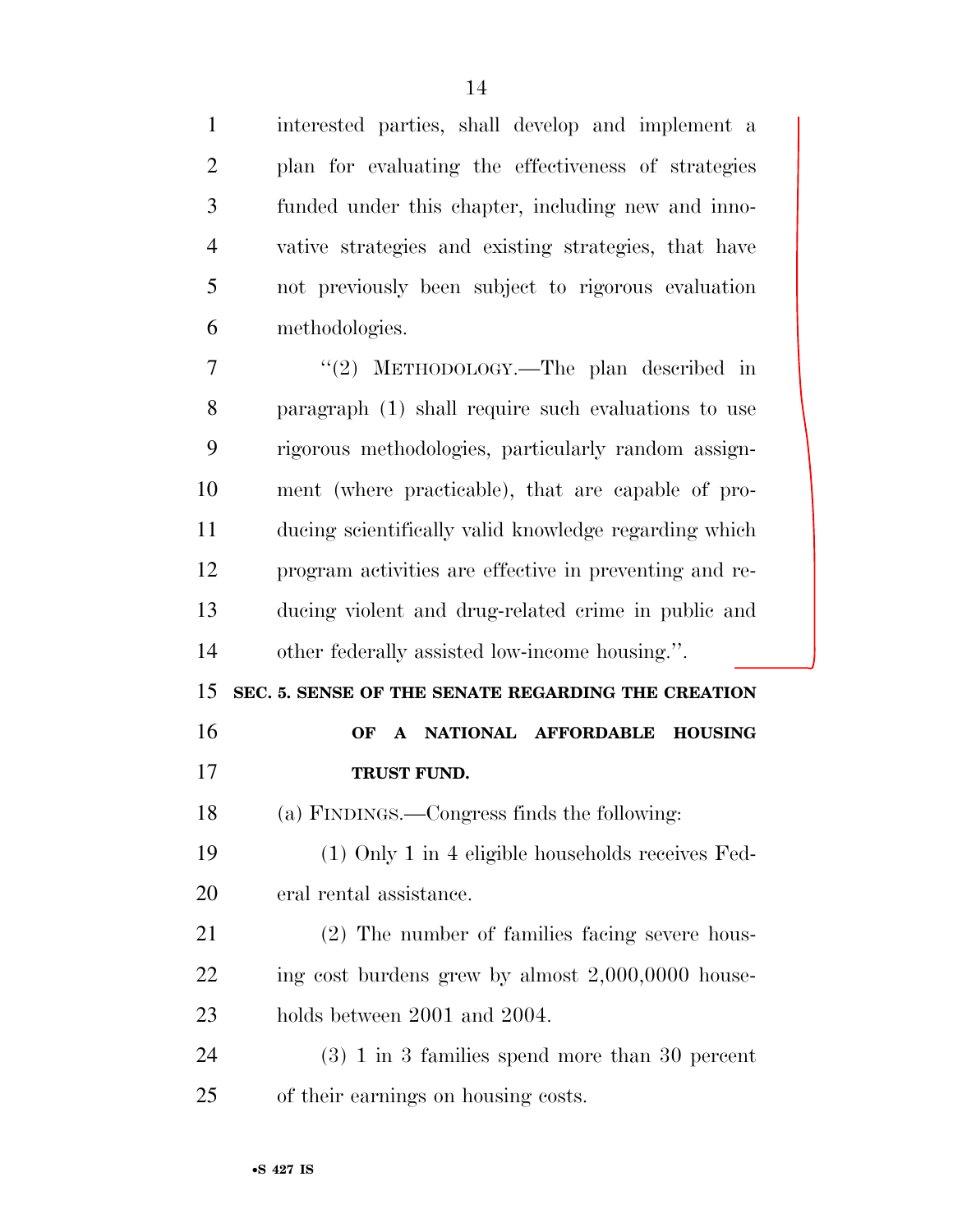interested parties, shall develop and implement a plan for evaluating the effectiveness of strategies funded under this chapter, including new and innovative strategies and existing strategies, that have not previously been subject to rigorous evaluation methodologies.

"(2) METHODOLOGY.—The plan described in paragraph (1) shall require such evaluations to use rigorous methodologies, particularly random assignment (where practicable), that are capable of producing scientifically valid knowledge regarding which program activities are effective in preventing and reducing violent and drug-related crime in public and other federally assisted low-income housing.".

**SEC. 5. SENSE OF THE SENATE REGARDING THE CREATION OF A NATIONAL AFFORDABLE HOUSING TRUST FUND.**

(a) FINDINGS.—Congress finds the following:

(1) Only 1 in 4 eligible households receives Federal rental assistance.

(2) The number of families facing severe housing cost burdens grew by almost 2,000,0000 households between 2001 and 2004.

(3) 1 in 3 families spend more than 30 percent of their earnings on housing costs.

•S 427 IS